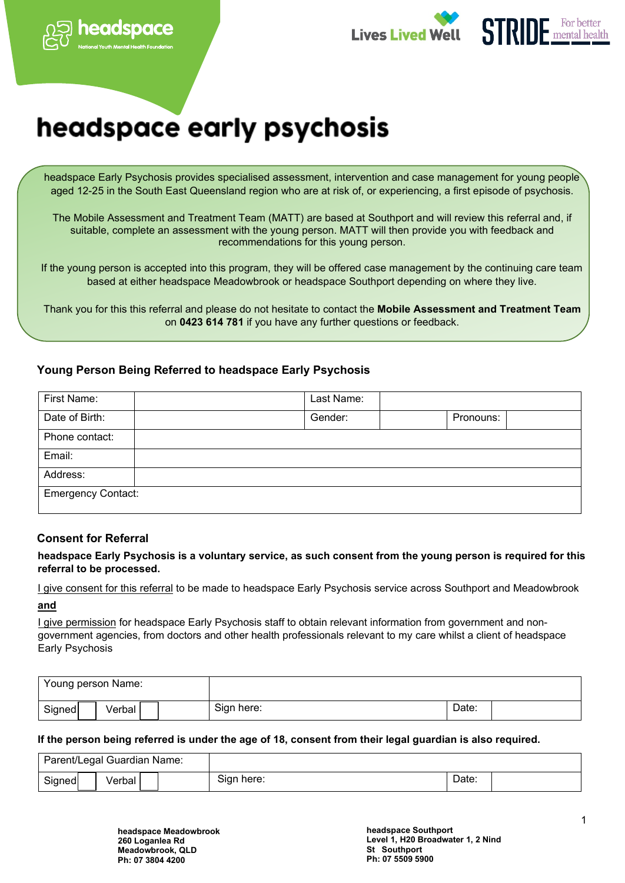headspace National Youth Mental Health Foundation | Lives Lived Well | STRIDE For better mental health

# headspace early psychosis

headspace Early Psychosis provides specialised assessment, intervention and case management for young people aged 12-25 in the South East Queensland region who are at risk of, or experiencing, a first episode of psychosis.

The Mobile Assessment and Treatment Team (MATT) are based at Southport and will review this referral and, if suitable, complete an assessment with the young person. MATT will then provide you with feedback and recommendations for this young person.

If the young person is accepted into this program, they will be offered case management by the continuing care team based at either headspace Meadowbrook or headspace Southport depending on where they live.

Thank you for this this referral and please do not hesitate to contact the **Mobile Assessment and Treatment Team** on **0423 614 781** if you have any further questions or feedback.

### Young Person Being Referred to headspace Early Psychosis

| First Name: | | Last Name: | | | |
|---|---|---|---|---|---|
| Date of Birth: | | Gender: | | Pronouns: | |
| Phone contact: | | | | | |
| Email: | | | | | |
| Address: | | | | | |
| Emergency Contact: | | | | | |

### Consent for Referral

**headspace Early Psychosis is a voluntary service, as such consent from the young person is required for this referral to be processed.**

I give consent for this referral to be made to headspace Early Psychosis service across Southport and Meadowbrook

**and**

I give permission for headspace Early Psychosis staff to obtain relevant information from government and non-government agencies, from doctors and other health professionals relevant to my care whilst a client of headspace Early Psychosis

| Young person Name: | | |
|---|---|---|
| Signed ☐ Verbal ☐ | Sign here: | Date: |

**If the person being referred is under the age of 18, consent from their legal guardian is also required.**

| Parent/Legal Guardian Name: | | |
|---|---|---|
| Signed ☐ Verbal ☐ | Sign here: | Date: |

**headspace Meadowbrook**
**260 Loganlea Rd**
**Meadowbrook, QLD**
**Ph: 07 3804 4200**

**headspace Southport**
**Level 1, H20 Broadwater 1, 2 Nind St Southport**
**Ph: 07 5509 5900**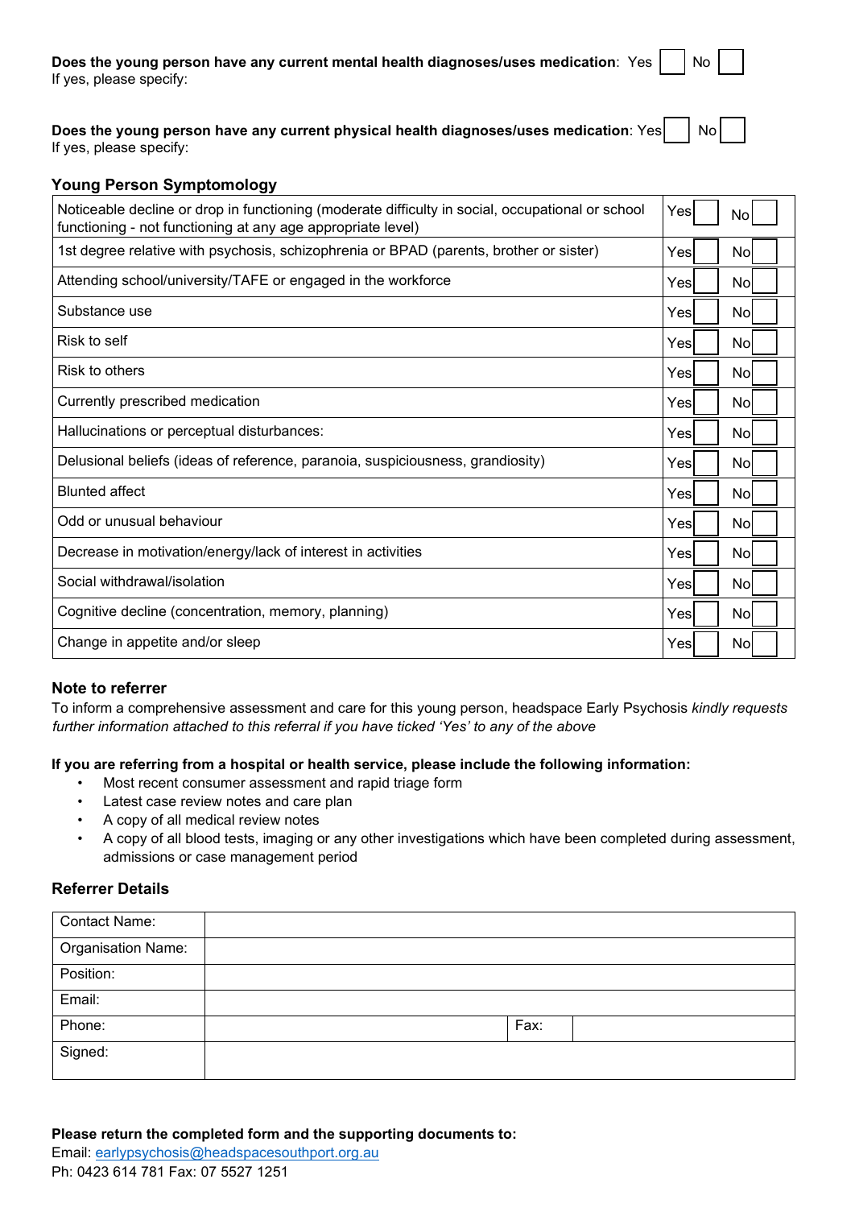**Does the young person have any current mental health diagnoses/uses medication**: Yes ☐ No ☐
If yes, please specify:

**Does the young person have any current physical health diagnoses/uses medication**: Yes ☐ No ☐
If yes, please specify:

### Young Person Symptomology

| | |
|---|---|
| Noticeable decline or drop in functioning (moderate difficulty in social, occupational or school functioning - not functioning at any age appropriate level) | Yes ☐ No ☐ |
| 1st degree relative with psychosis, schizophrenia or BPAD (parents, brother or sister) | Yes ☐ No ☐ |
| Attending school/university/TAFE or engaged in the workforce | Yes ☐ No ☐ |
| Substance use | Yes ☐ No ☐ |
| Risk to self | Yes ☐ No ☐ |
| Risk to others | Yes ☐ No ☐ |
| Currently prescribed medication | Yes ☐ No ☐ |
| Hallucinations or perceptual disturbances: | Yes ☐ No ☐ |
| Delusional beliefs (ideas of reference, paranoia, suspiciousness, grandiosity) | Yes ☐ No ☐ |
| Blunted affect | Yes ☐ No ☐ |
| Odd or unusual behaviour | Yes ☐ No ☐ |
| Decrease in motivation/energy/lack of interest in activities | Yes ☐ No ☐ |
| Social withdrawal/isolation | Yes ☐ No ☐ |
| Cognitive decline (concentration, memory, planning) | Yes ☐ No ☐ |
| Change in appetite and/or sleep | Yes ☐ No ☐ |

### Note to referrer

To inform a comprehensive assessment and care for this young person, headspace Early Psychosis *kindly requests further information attached to this referral if you have ticked 'Yes' to any of the above*

**If you are referring from a hospital or health service, please include the following information:**

- Most recent consumer assessment and rapid triage form
- Latest case review notes and care plan
- A copy of all medical review notes
- A copy of all blood tests, imaging or any other investigations which have been completed during assessment, admissions or case management period

### Referrer Details

| | | | |
|---|---|---|---|
| Contact Name: | | | |
| Organisation Name: | | | |
| Position: | | | |
| Email: | | | |
| Phone: | | Fax: | |
| Signed: | | | |

**Please return the completed form and the supporting documents to:**
Email: earlypsychosis@headspacesouthport.org.au
Ph: 0423 614 781 Fax: 07 5527 1251